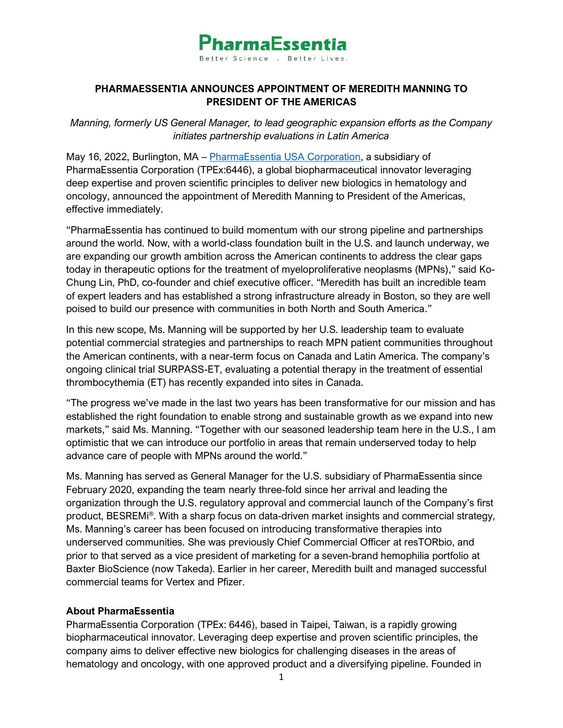PharmaEssentia

Better Science . Better Lives.

# PHARMAESSENTIA ANNOUNCES APPOINTMENT OF MEREDITH MANNING TO PRESIDENT OF THE AMERICAS

*Manning, formerly US General Manager, to lead geographic expansion efforts as the Company initiates partnership evaluations in Latin America*

May 16, 2022, Burlington, MA – [PharmaEssentia USA Corporation](), a subsidiary of PharmaEssentia Corporation (TPEx:6446), a global biopharmaceutical innovator leveraging deep expertise and proven scientific principles to deliver new biologics in hematology and oncology, announced the appointment of Meredith Manning to President of the Americas, effective immediately.

"PharmaEssentia has continued to build momentum with our strong pipeline and partnerships around the world. Now, with a world-class foundation built in the U.S. and launch underway, we are expanding our growth ambition across the American continents to address the clear gaps today in therapeutic options for the treatment of myeloproliferative neoplasms (MPNs)," said Ko-Chung Lin, PhD, co-founder and chief executive officer. "Meredith has built an incredible team of expert leaders and has established a strong infrastructure already in Boston, so they are well poised to build our presence with communities in both North and South America."

In this new scope, Ms. Manning will be supported by her U.S. leadership team to evaluate potential commercial strategies and partnerships to reach MPN patient communities throughout the American continents, with a near-term focus on Canada and Latin America. The company's ongoing clinical trial SURPASS-ET, evaluating a potential therapy in the treatment of essential thrombocythemia (ET) has recently expanded into sites in Canada.

"The progress we've made in the last two years has been transformative for our mission and has established the right foundation to enable strong and sustainable growth as we expand into new markets," said Ms. Manning. "Together with our seasoned leadership team here in the U.S., I am optimistic that we can introduce our portfolio in areas that remain underserved today to help advance care of people with MPNs around the world."

Ms. Manning has served as General Manager for the U.S. subsidiary of PharmaEssentia since February 2020, expanding the team nearly three-fold since her arrival and leading the organization through the U.S. regulatory approval and commercial launch of the Company's first product, BESREMi®. With a sharp focus on data-driven market insights and commercial strategy, Ms. Manning's career has been focused on introducing transformative therapies into underserved communities. She was previously Chief Commercial Officer at resTORbio, and prior to that served as a vice president of marketing for a seven-brand hemophilia portfolio at Baxter BioScience (now Takeda). Earlier in her career, Meredith built and managed successful commercial teams for Vertex and Pfizer.

**About PharmaEssentia**

PharmaEssentia Corporation (TPEx: 6446), based in Taipei, Taiwan, is a rapidly growing biopharmaceutical innovator. Leveraging deep expertise and proven scientific principles, the company aims to deliver effective new biologics for challenging diseases in the areas of hematology and oncology, with one approved product and a diversifying pipeline. Founded in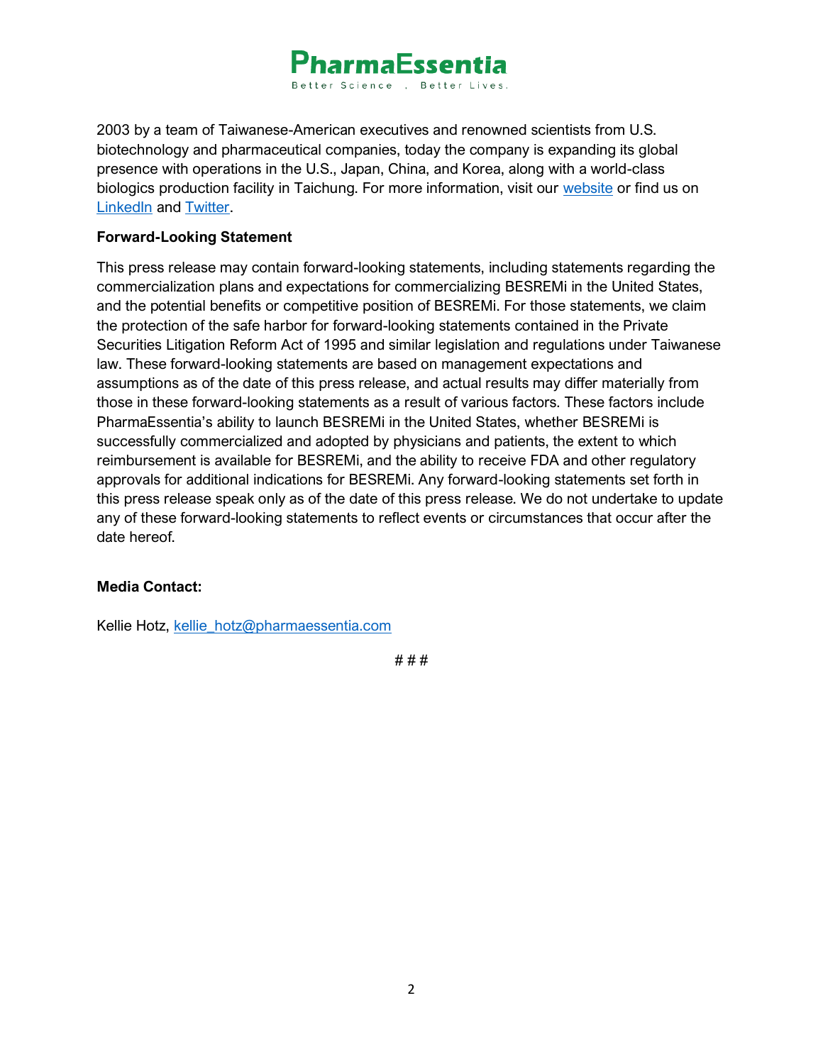2003 by a team of Taiwanese-American executives and renowned scientists from U.S. biotechnology and pharmaceutical companies, today the company is expanding its global presence with operations in the U.S., Japan, China, and Korea, along with a world-class biologics production facility in Taichung. For more information, visit our website or find us on LinkedIn and Twitter.

**Forward-Looking Statement**

This press release may contain forward-looking statements, including statements regarding the commercialization plans and expectations for commercializing BESREMi in the United States, and the potential benefits or competitive position of BESREMi. For those statements, we claim the protection of the safe harbor for forward-looking statements contained in the Private Securities Litigation Reform Act of 1995 and similar legislation and regulations under Taiwanese law. These forward-looking statements are based on management expectations and assumptions as of the date of this press release, and actual results may differ materially from those in these forward-looking statements as a result of various factors. These factors include PharmaEssentia's ability to launch BESREMi in the United States, whether BESREMi is successfully commercialized and adopted by physicians and patients, the extent to which reimbursement is available for BESREMi, and the ability to receive FDA and other regulatory approvals for additional indications for BESREMi. Any forward-looking statements set forth in this press release speak only as of the date of this press release. We do not undertake to update any of these forward-looking statements to reflect events or circumstances that occur after the date hereof.

**Media Contact:**

Kellie Hotz, kellie_hotz@pharmaessentia.com

# # #